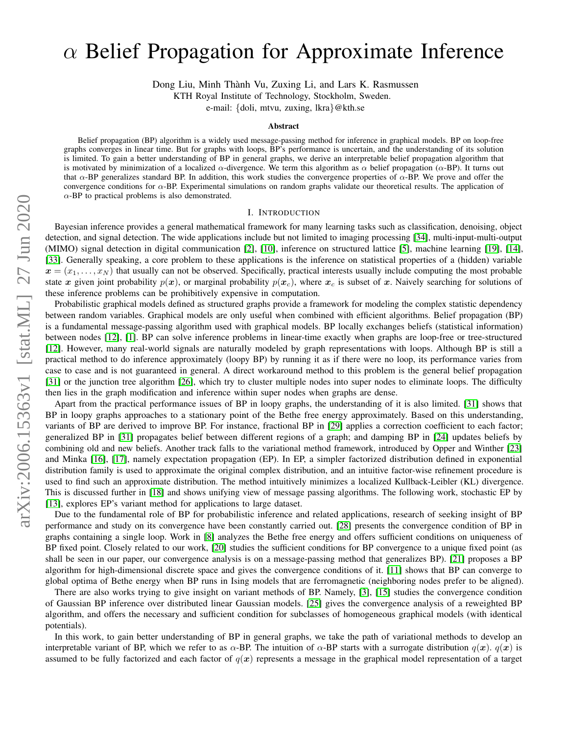# $\alpha$ Belief Propagation for Approximate Inference

Dong Liu, Minh Thành Vu, Zuxing Li, and Lars K. Rasmussen
KTH Royal Institute of Technology, Stockholm, Sweden.
e-mail: {doli, mtvu, zuxing, lkra}@kth.se

### Abstract

Belief propagation (BP) algorithm is a widely used message-passing method for inference in graphical models. BP on loop-free graphs converges in linear time. But for graphs with loops, BP's performance is uncertain, and the understanding of its solution is limited. To gain a better understanding of BP in general graphs, we derive an interpretable belief propagation algorithm that is motivated by minimization of a localized $\alpha$-divergence. We term this algorithm as $\alpha$ belief propagation ($\alpha$-BP). It turns out that $\alpha$-BP generalizes standard BP. In addition, this work studies the convergence properties of $\alpha$-BP. We prove and offer the convergence conditions for $\alpha$-BP. Experimental simulations on random graphs validate our theoretical results. The application of $\alpha$-BP to practical problems is also demonstrated.

## I. Introduction

Bayesian inference provides a general mathematical framework for many learning tasks such as classification, denoising, object detection, and signal detection. The wide applications include but not limited to imaging processing [34], multi-input-multi-output (MIMO) signal detection in digital communication [2], [10], inference on structured lattice [5], machine learning [19], [14], [33]. Generally speaking, a core problem to these applications is the inference on statistical properties of a (hidden) variable $\boldsymbol{x} = (x_1, \ldots, x_N)$ that usually can not be observed. Specifically, practical interests usually include computing the most probable state $\boldsymbol{x}$ given joint probability $p(\boldsymbol{x})$, or marginal probability $p(\boldsymbol{x}_c)$, where $\boldsymbol{x}_c$ is subset of $\boldsymbol{x}$. Naively searching for solutions of these inference problems can be prohibitively expensive in computation.

Probabilistic graphical models defined as structured graphs provide a framework for modeling the complex statistic dependency between random variables. Graphical models are only useful when combined with efficient algorithms. Belief propagation (BP) is a fundamental message-passing algorithm used with graphical models. BP locally exchanges beliefs (statistical information) between nodes [12], [1]. BP can solve inference problems in linear-time exactly when graphs are loop-free or tree-structured [12]. However, many real-world signals are naturally modeled by graph representations with loops. Although BP is still a practical method to do inference approximately (loopy BP) by running it as if there were no loop, its performance varies from case to case and is not guaranteed in general. A direct workaround method to this problem is the general belief propagation [31] or the junction tree algorithm [26], which try to cluster multiple nodes into super nodes to eliminate loops. The difficulty then lies in the graph modification and inference within super nodes when graphs are dense.

Apart from the practical performance issues of BP in loopy graphs, the understanding of it is also limited. [31] shows that BP in loopy graphs approaches to a stationary point of the Bethe free energy approximately. Based on this understanding, variants of BP are derived to improve BP. For instance, fractional BP in [29] applies a correction coefficient to each factor; generalized BP in [31] propagates belief between different regions of a graph; and damping BP in [24] updates beliefs by combining old and new beliefs. Another track falls to the variational method framework, introduced by Opper and Winther [23] and Minka [16], [17], namely expectation propagation (EP). In EP, a simpler factorized distribution defined in exponential distribution family is used to approximate the original complex distribution, and an intuitive factor-wise refinement procedure is used to find such an approximate distribution. The method intuitively minimizes a localized Kullback-Leibler (KL) divergence. This is discussed further in [18] and shows unifying view of message passing algorithms. The following work, stochastic EP by [13], explores EP's variant method for applications to large dataset.

Due to the fundamental role of BP for probabilistic inference and related applications, research of seeking insight of BP performance and study on its convergence have been constantly carried out. [28] presents the convergence condition of BP in graphs containing a single loop. Work in [8] analyzes the Bethe free energy and offers sufficient conditions on uniqueness of BP fixed point. Closely related to our work, [20] studies the sufficient conditions for BP convergence to a unique fixed point (as shall be seen in our paper, our convergence analysis is on a message-passing method that generalizes BP). [21] proposes a BP algorithm for high-dimensional discrete space and gives the convergence conditions of it. [11] shows that BP can converge to global optima of Bethe energy when BP runs in Ising models that are ferromagnetic (neighboring nodes prefer to be aligned).

There are also works trying to give insight on variant methods of BP. Namely, [3], [15] studies the convergence condition of Gaussian BP inference over distributed linear Gaussian models. [25] gives the convergence analysis of a reweighted BP algorithm, and offers the necessary and sufficient condition for subclasses of homogeneous graphical models (with identical potentials).

In this work, to gain better understanding of BP in general graphs, we take the path of variational methods to develop an interpretable variant of BP, which we refer to as $\alpha$-BP. The intuition of $\alpha$-BP starts with a surrogate distribution $q(\boldsymbol{x})$. $q(\boldsymbol{x})$ is assumed to be fully factorized and each factor of $q(\boldsymbol{x})$ represents a message in the graphical model representation of a target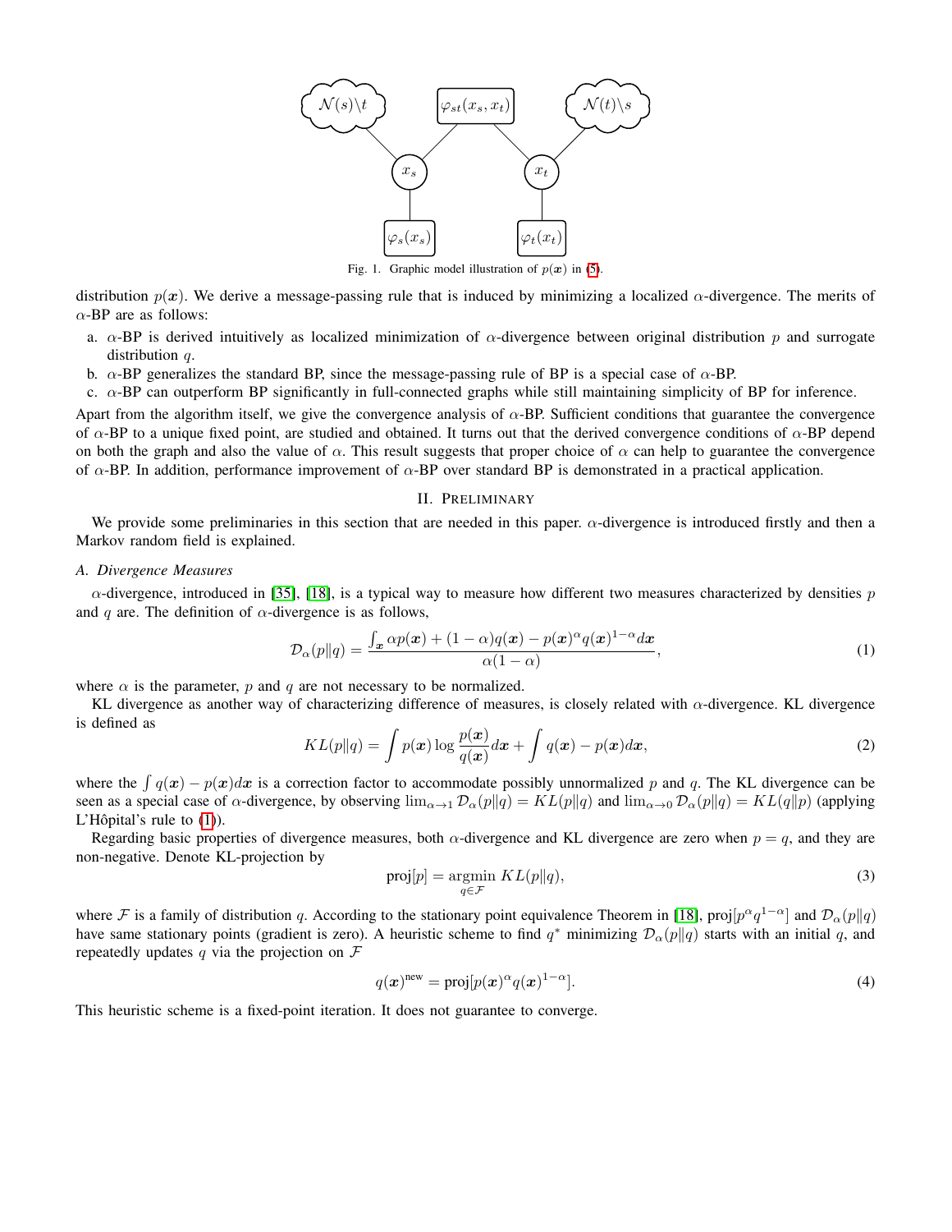Fig. 1. Graphic model illustration of $p(\boldsymbol{x})$ in (5).

distribution $p(\boldsymbol{x})$. We derive a message-passing rule that is induced by minimizing a localized $\alpha$-divergence. The merits of $\alpha$-BP are as follows:

a. $\alpha$-BP is derived intuitively as localized minimization of $\alpha$-divergence between original distribution $p$ and surrogate distribution $q$.
b. $\alpha$-BP generalizes the standard BP, since the message-passing rule of BP is a special case of $\alpha$-BP.
c. $\alpha$-BP can outperform BP significantly in full-connected graphs while still maintaining simplicity of BP for inference.

Apart from the algorithm itself, we give the convergence analysis of $\alpha$-BP. Sufficient conditions that guarantee the convergence of $\alpha$-BP to a unique fixed point, are studied and obtained. It turns out that the derived convergence conditions of $\alpha$-BP depend on both the graph and also the value of $\alpha$. This result suggests that proper choice of $\alpha$ can help to guarantee the convergence of $\alpha$-BP. In addition, performance improvement of $\alpha$-BP over standard BP is demonstrated in a practical application.

## II. Preliminary

We provide some preliminaries in this section that are needed in this paper. $\alpha$-divergence is introduced firstly and then a Markov random field is explained.

### A. Divergence Measures

$\alpha$-divergence, introduced in [35], [18], is a typical way to measure how different two measures characterized by densities $p$ and $q$ are. The definition of $\alpha$-divergence is as follows,

$$\mathcal{D}_\alpha(p\|q) = \frac{\int_{\boldsymbol{x}} \alpha p(\boldsymbol{x}) + (1-\alpha)q(\boldsymbol{x}) - p(\boldsymbol{x})^\alpha q(\boldsymbol{x})^{1-\alpha} d\boldsymbol{x}}{\alpha(1-\alpha)}, \tag{1}$$

where $\alpha$ is the parameter, $p$ and $q$ are not necessary to be normalized.

KL divergence as another way of characterizing difference of measures, is closely related with $\alpha$-divergence. KL divergence is defined as

$$KL(p\|q) = \int p(\boldsymbol{x}) \log \frac{p(\boldsymbol{x})}{q(\boldsymbol{x})} d\boldsymbol{x} + \int q(\boldsymbol{x}) - p(\boldsymbol{x}) d\boldsymbol{x}, \tag{2}$$

where the $\int q(\boldsymbol{x}) - p(\boldsymbol{x}) d\boldsymbol{x}$ is a correction factor to accommodate possibly unnormalized $p$ and $q$. The KL divergence can be seen as a special case of $\alpha$-divergence, by observing $\lim_{\alpha\to 1} \mathcal{D}_\alpha(p\|q) = KL(p\|q)$ and $\lim_{\alpha\to 0} \mathcal{D}_\alpha(p\|q) = KL(q\|p)$ (applying L'Hôpital's rule to (1)).

Regarding basic properties of divergence measures, both $\alpha$-divergence and KL divergence are zero when $p = q$, and they are non-negative. Denote KL-projection by

$$\text{proj}[p] = \underset{q\in\mathcal{F}}{\operatorname{argmin}}\, KL(p\|q), \tag{3}$$

where $\mathcal{F}$ is a family of distribution $q$. According to the stationary point equivalence Theorem in [18], $\text{proj}[p^\alpha q^{1-\alpha}]$ and $\mathcal{D}_\alpha(p\|q)$ have same stationary points (gradient is zero). A heuristic scheme to find $q^*$ minimizing $\mathcal{D}_\alpha(p\|q)$ starts with an initial $q$, and repeatedly updates $q$ via the projection on $\mathcal{F}$

$$q(\boldsymbol{x})^{\text{new}} = \text{proj}[p(\boldsymbol{x})^\alpha q(\boldsymbol{x})^{1-\alpha}]. \tag{4}$$

This heuristic scheme is a fixed-point iteration. It does not guarantee to converge.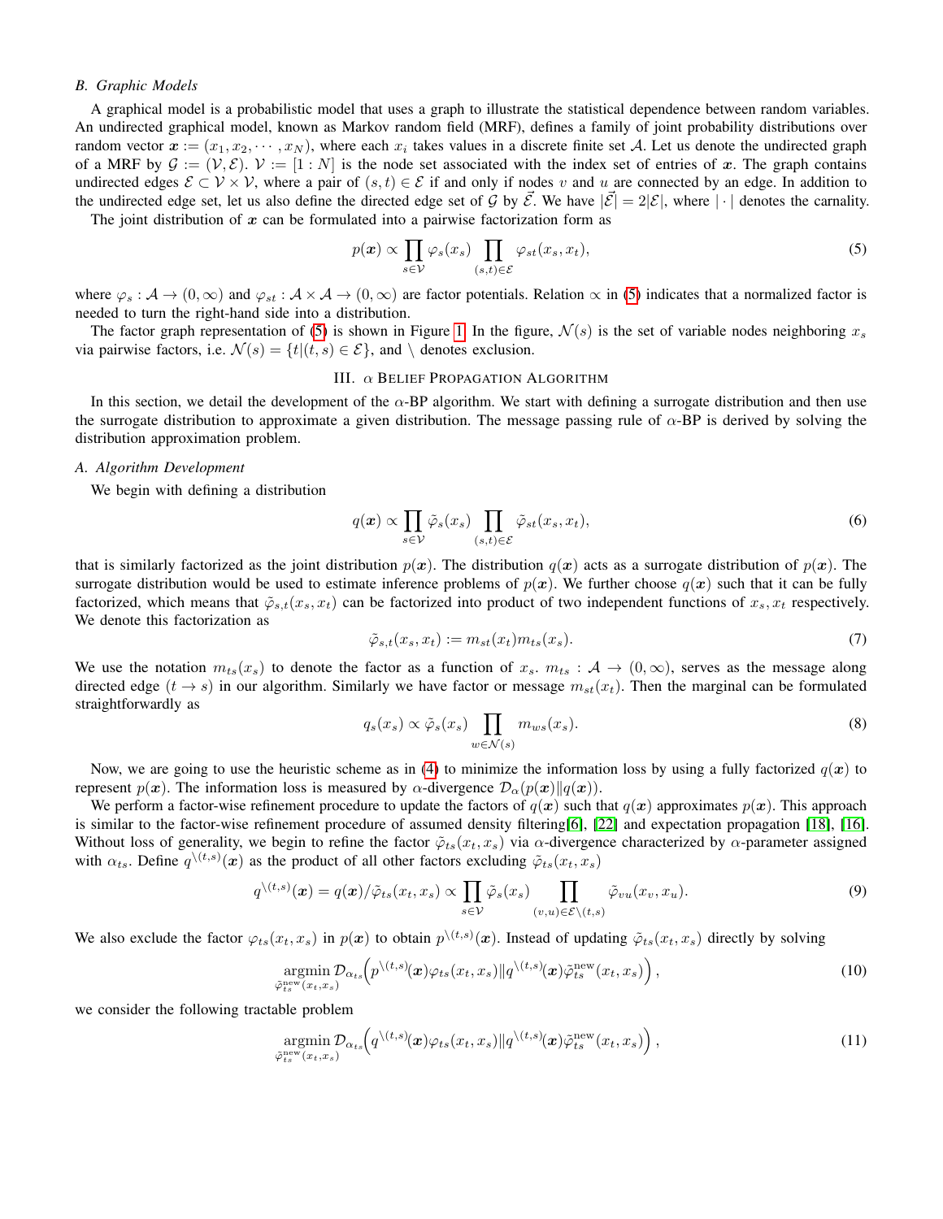### B. Graphic Models

A graphical model is a probabilistic model that uses a graph to illustrate the statistical dependence between random variables. An undirected graphical model, known as Markov random field (MRF), defines a family of joint probability distributions over random vector $\boldsymbol{x} := (x_1, x_2, \cdots, x_N)$, where each $x_i$ takes values in a discrete finite set $\mathcal{A}$. Let us denote the undirected graph of a MRF by $\mathcal{G} := (\mathcal{V}, \mathcal{E})$. $\mathcal{V} := [1 : N]$ is the node set associated with the index set of entries of $\boldsymbol{x}$. The graph contains undirected edges $\mathcal{E} \subset \mathcal{V} \times \mathcal{V}$, where a pair of $(s,t) \in \mathcal{E}$ if and only if nodes $v$ and $u$ are connected by an edge. In addition to the undirected edge set, let us also define the directed edge set of $\mathcal{G}$ by $\vec{\mathcal{E}}$. We have $|\vec{\mathcal{E}}| = 2|\mathcal{E}|$, where $|\cdot|$ denotes the carnality.

The joint distribution of $\boldsymbol{x}$ can be formulated into a pairwise factorization form as

$$p(\boldsymbol{x}) \propto \prod_{s \in \mathcal{V}} \varphi_s(x_s) \prod_{(s,t) \in \mathcal{E}} \varphi_{st}(x_s, x_t), \tag{5}$$

where $\varphi_s : \mathcal{A} \to (0, \infty)$ and $\varphi_{st} : \mathcal{A} \times \mathcal{A} \to (0, \infty)$ are factor potentials. Relation $\propto$ in (5) indicates that a normalized factor is needed to turn the right-hand side into a distribution.

The factor graph representation of (5) is shown in Figure 1. In the figure, $\mathcal{N}(s)$ is the set of variable nodes neighboring $x_s$ via pairwise factors, i.e. $\mathcal{N}(s) = \{t | (t, s) \in \mathcal{E}\}$, and $\backslash$ denotes exclusion.

## III. $\alpha$ Belief Propagation Algorithm

In this section, we detail the development of the $\alpha$-BP algorithm. We start with defining a surrogate distribution and then use the surrogate distribution to approximate a given distribution. The message passing rule of $\alpha$-BP is derived by solving the distribution approximation problem.

### A. Algorithm Development

We begin with defining a distribution

$$q(\boldsymbol{x}) \propto \prod_{s \in \mathcal{V}} \tilde{\varphi}_s(x_s) \prod_{(s,t) \in \mathcal{E}} \tilde{\varphi}_{st}(x_s, x_t), \tag{6}$$

that is similarly factorized as the joint distribution $p(\boldsymbol{x})$. The distribution $q(\boldsymbol{x})$ acts as a surrogate distribution of $p(\boldsymbol{x})$. The surrogate distribution would be used to estimate inference problems of $p(\boldsymbol{x})$. We further choose $q(\boldsymbol{x})$ such that it can be fully factorized, which means that $\tilde{\varphi}_{s,t}(x_s, x_t)$ can be factorized into product of two independent functions of $x_s, x_t$ respectively. We denote this factorization as

$$\tilde{\varphi}_{s,t}(x_s, x_t) := m_{st}(x_t) m_{ts}(x_s). \tag{7}$$

We use the notation $m_{ts}(x_s)$ to denote the factor as a function of $x_s$. $m_{ts} : \mathcal{A} \to (0, \infty)$, serves as the message along directed edge $(t \to s)$ in our algorithm. Similarly we have factor or message $m_{st}(x_t)$. Then the marginal can be formulated straightforwardly as

$$q_s(x_s) \propto \tilde{\varphi}_s(x_s) \prod_{w \in \mathcal{N}(s)} m_{ws}(x_s). \tag{8}$$

Now, we are going to use the heuristic scheme as in (4) to minimize the information loss by using a fully factorized $q(\boldsymbol{x})$ to represent $p(\boldsymbol{x})$. The information loss is measured by $\alpha$-divergence $\mathcal{D}_\alpha(p(\boldsymbol{x}) \| q(\boldsymbol{x}))$.

We perform a factor-wise refinement procedure to update the factors of $q(\boldsymbol{x})$ such that $q(\boldsymbol{x})$ approximates $p(\boldsymbol{x})$. This approach is similar to the factor-wise refinement procedure of assumed density filtering[6], [22] and expectation propagation [18], [16]. Without loss of generality, we begin to refine the factor $\tilde{\varphi}_{ts}(x_t, x_s)$ via $\alpha$-divergence characterized by $\alpha$-parameter assigned with $\alpha_{ts}$. Define $q^{\backslash(t,s)}(\boldsymbol{x})$ as the product of all other factors excluding $\tilde{\varphi}_{ts}(x_t, x_s)$

$$q^{\backslash(t,s)}(\boldsymbol{x}) = q(\boldsymbol{x}) / \tilde{\varphi}_{ts}(x_t, x_s) \propto \prod_{s \in \mathcal{V}} \tilde{\varphi}_s(x_s) \prod_{(v,u) \in \mathcal{E} \backslash (t,s)} \tilde{\varphi}_{vu}(x_v, x_u). \tag{9}$$

We also exclude the factor $\varphi_{ts}(x_t, x_s)$ in $p(\boldsymbol{x})$ to obtain $p^{\backslash(t,s)}(\boldsymbol{x})$. Instead of updating $\tilde{\varphi}_{ts}(x_t, x_s)$ directly by solving

$$\underset{\tilde{\varphi}_{ts}^{\text{new}}(x_t, x_s)}{\operatorname{argmin}} \mathcal{D}_{\alpha_{ts}}\Big(p^{\backslash(t,s)}(\boldsymbol{x}) \varphi_{ts}(x_t, x_s) \| q^{\backslash(t,s)}(\boldsymbol{x}) \tilde{\varphi}_{ts}^{\text{new}}(x_t, x_s)\Big), \tag{10}$$

we consider the following tractable problem

$$\underset{\tilde{\varphi}_{ts}^{\text{new}}(x_t, x_s)}{\operatorname{argmin}} \mathcal{D}_{\alpha_{ts}}\Big(q^{\backslash(t,s)}(\boldsymbol{x}) \varphi_{ts}(x_t, x_s) \| q^{\backslash(t,s)}(\boldsymbol{x}) \tilde{\varphi}_{ts}^{\text{new}}(x_t, x_s)\Big), \tag{11}$$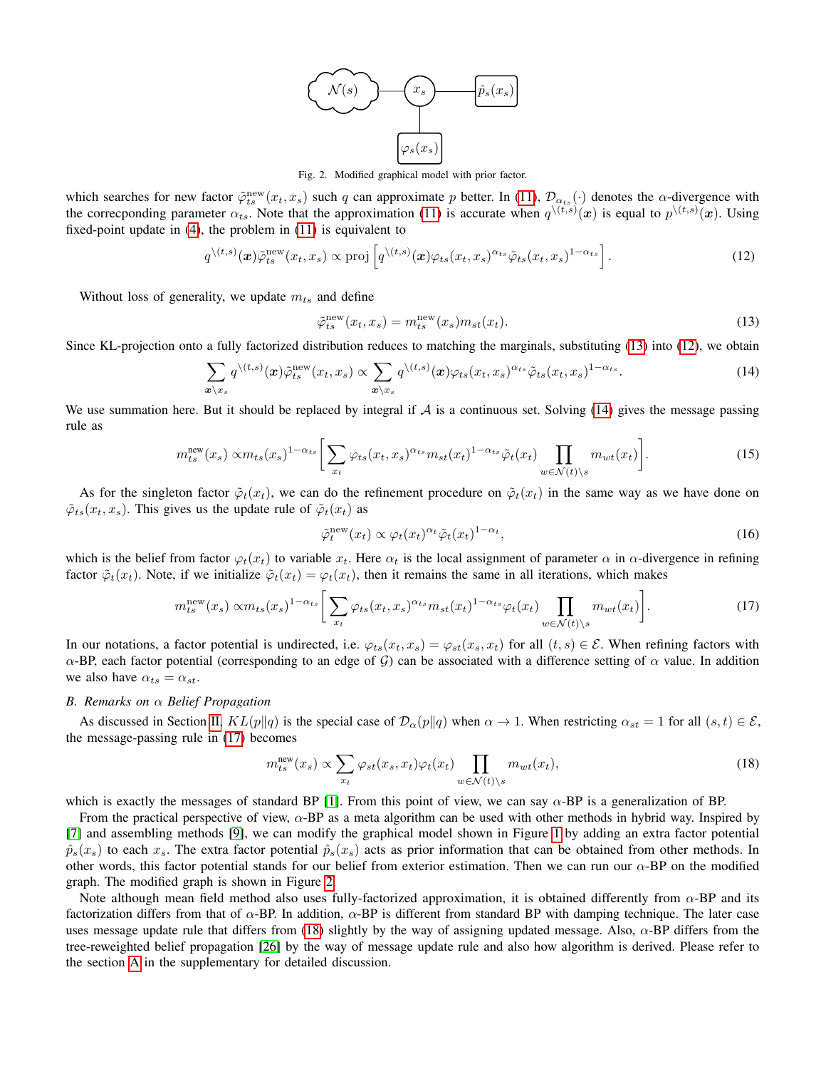Fig. 2. Modified graphical model with prior factor.

which searches for new factor $\tilde{\varphi}_{ts}^{\text{new}}(x_t, x_s)$ such $q$ can approximate $p$ better. In (11), $\mathcal{D}_{\alpha_{ts}}(\cdot)$ denotes the $\alpha$-divergence with the correcponding parameter $\alpha_{ts}$. Note that the approximation (11) is accurate when $q^{\setminus(t,s)}(\boldsymbol{x})$ is equal to $p^{\setminus(t,s)}(\boldsymbol{x})$. Using fixed-point update in (4), the problem in (11) is equivalent to

$$q^{\setminus(t,s)}(\boldsymbol{x})\tilde{\varphi}_{ts}^{\text{new}}(x_t, x_s) \propto \text{proj}\left[q^{\setminus(t,s)}(\boldsymbol{x})\varphi_{ts}(x_t, x_s)^{\alpha_{ts}}\tilde{\varphi}_{ts}(x_t, x_s)^{1-\alpha_{ts}}\right]. \tag{12}$$

Without loss of generality, we update $m_{ts}$ and define

$$\tilde{\varphi}_{ts}^{\text{new}}(x_t, x_s) = m_{ts}^{\text{new}}(x_s)m_{st}(x_t). \tag{13}$$

Since KL-projection onto a fully factorized distribution reduces to matching the marginals, substituting (13) into (12), we obtain

$$\sum_{\boldsymbol{x}\setminus x_s} q^{\setminus(t,s)}(\boldsymbol{x})\tilde{\varphi}_{ts}^{\text{new}}(x_t, x_s) \propto \sum_{\boldsymbol{x}\setminus x_s} q^{\setminus(t,s)}(\boldsymbol{x})\varphi_{ts}(x_t, x_s)^{\alpha_{ts}}\tilde{\varphi}_{ts}(x_t, x_s)^{1-\alpha_{ts}}. \tag{14}$$

We use summation here. But it should be replaced by integral if $\mathcal{A}$ is a continuous set. Solving (14) gives the message passing rule as

$$m_{ts}^{\text{new}}(x_s) \propto m_{ts}(x_s)^{1-\alpha_{ts}}\left[\sum_{x_t}\varphi_{ts}(x_t, x_s)^{\alpha_{ts}}m_{st}(x_t)^{1-\alpha_{ts}}\tilde{\varphi}_t(x_t)\prod_{w\in\mathcal{N}(t)\setminus s}m_{wt}(x_t)\right]. \tag{15}$$

As for the singleton factor $\tilde{\varphi}_t(x_t)$, we can do the refinement procedure on $\tilde{\varphi}_t(x_t)$ in the same way as we have done on $\tilde{\varphi}_{ts}(x_t, x_s)$. This gives us the update rule of $\tilde{\varphi}_t(x_t)$ as

$$\tilde{\varphi}_t^{\text{new}}(x_t) \propto \varphi_t(x_t)^{\alpha_t}\tilde{\varphi}_t(x_t)^{1-\alpha_t}, \tag{16}$$

which is the belief from factor $\varphi_t(x_t)$ to variable $x_t$. Here $\alpha_t$ is the local assignment of parameter $\alpha$ in $\alpha$-divergence in refining factor $\tilde{\varphi}_t(x_t)$. Note, if we initialize $\tilde{\varphi}_t(x_t) = \varphi_t(x_t)$, then it remains the same in all iterations, which makes

$$m_{ts}^{\text{new}}(x_s) \propto m_{ts}(x_s)^{1-\alpha_{ts}}\left[\sum_{x_t}\varphi_{ts}(x_t, x_s)^{\alpha_{ts}}m_{st}(x_t)^{1-\alpha_{ts}}\varphi_t(x_t)\prod_{w\in\mathcal{N}(t)\setminus s}m_{wt}(x_t)\right]. \tag{17}$$

In our notations, a factor potential is undirected, i.e. $\varphi_{ts}(x_t, x_s) = \varphi_{st}(x_s, x_t)$ for all $(t, s) \in \mathcal{E}$. When refining factors with $\alpha$-BP, each factor potential (corresponding to an edge of $\mathcal{G}$) can be associated with a difference setting of $\alpha$ value. In addition we also have $\alpha_{ts} = \alpha_{st}$.

### B. Remarks on $\alpha$ Belief Propagation

As discussed in Section II, $KL(p\|q)$ is the special case of $\mathcal{D}_\alpha(p\|q)$ when $\alpha \to 1$. When restricting $\alpha_{st} = 1$ for all $(s, t) \in \mathcal{E}$, the message-passing rule in (17) becomes

$$m_{ts}^{\text{new}}(x_s) \propto \sum_{x_t}\varphi_{st}(x_s, x_t)\varphi_t(x_t)\prod_{w\in\mathcal{N}(t)\setminus s}m_{wt}(x_t), \tag{18}$$

which is exactly the messages of standard BP [1]. From this point of view, we can say $\alpha$-BP is a generalization of BP.

From the practical perspective of view, $\alpha$-BP as a meta algorithm can be used with other methods in hybrid way. Inspired by [7] and assembling methods [9], we can modify the graphical model shown in Figure 1 by adding an extra factor potential $\hat{p}_s(x_s)$ to each $x_s$. The extra factor potential $\hat{p}_s(x_s)$ acts as prior information that can be obtained from other methods. In other words, this factor potential stands for our belief from exterior estimation. Then we can run our $\alpha$-BP on the modified graph. The modified graph is shown in Figure 2.

Note although mean field method also uses fully-factorized approximation, it is obtained differently from $\alpha$-BP and its factorization differs from that of $\alpha$-BP. In addition, $\alpha$-BP is different from standard BP with damping technique. The later case uses message update rule that differs from (18) slightly by the way of assigning updated message. Also, $\alpha$-BP differs from the tree-reweighted belief propagation [26] by the way of message update rule and also how algorithm is derived. Please refer to the section A in the supplementary for detailed discussion.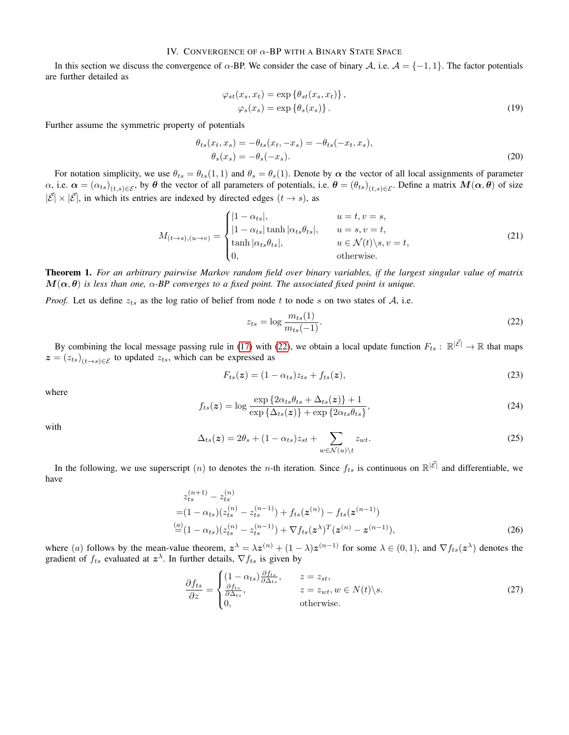## IV. Convergence of $\alpha$-BP with a Binary State Space

In this section we discuss the convergence of $\alpha$-BP. We consider the case of binary $\mathcal{A}$, i.e. $\mathcal{A} = \{-1, 1\}$. The factor potentials are further detailed as

$$
\begin{aligned}
\varphi_{st}(x_s, x_t) &= \exp\left\{\theta_{st}(x_s, x_t)\right\}, \\
\varphi_s(x_s) &= \exp\left\{\theta_s(x_s)\right\}.
\end{aligned}
\tag{19}
$$

Further assume the symmetric property of potentials

$$
\begin{aligned}
\theta_{ts}(x_t, x_s) &= -\theta_{ts}(x_t, -x_s) = -\theta_{ts}(-x_t, x_s), \\
\theta_s(x_s) &= -\theta_s(-x_s).
\end{aligned}
\tag{20}
$$

For notation simplicity, we use $\theta_{ts} = \theta_{ts}(1,1)$ and $\theta_s = \theta_s(1)$. Denote by $\boldsymbol{\alpha}$ the vector of all local assignments of parameter $\alpha$, i.e. $\boldsymbol{\alpha} = (\alpha_{ts})_{(t,s)\in\mathcal{E}}$, by $\boldsymbol{\theta}$ the vector of all parameters of potentials, i.e. $\boldsymbol{\theta} = (\theta_{ts})_{(t,s)\in\mathcal{E}}$. Define a matrix $\boldsymbol{M}(\boldsymbol{\alpha}, \boldsymbol{\theta})$ of size $|\vec{\mathcal{E}}| \times |\vec{\mathcal{E}}|$, in which its entries are indexed by directed edges $(t \to s)$, as

$$
M_{(t\to s),(u\to v)} =
\begin{cases}
|1-\alpha_{ts}|, & u = t, v = s, \\
|1-\alpha_{ts}| \tanh|\alpha_{ts}\theta_{ts}|, & u = s, v = t, \\
\tanh|\alpha_{ts}\theta_{ts}|, & u \in \mathcal{N}(t)\backslash s, v = t, \\
0, & \text{otherwise}.
\end{cases}
\tag{21}
$$

**Theorem 1.** *For an arbitrary pairwise Markov random field over binary variables, if the largest singular value of matrix $\boldsymbol{M}(\boldsymbol{\alpha}, \boldsymbol{\theta})$ is less than one, $\alpha$-BP converges to a fixed point. The associated fixed point is unique.*

*Proof.* Let us define $z_{ts}$ as the log ratio of belief from node $t$ to node $s$ on two states of $\mathcal{A}$, i.e.

$$
z_{ts} = \log\frac{m_{ts}(1)}{m_{ts}(-1)}.
\tag{22}
$$

By combining the local message passing rule in (17) with (22), we obtain a local update function $F_{ts} : \mathbb{R}^{|\vec{\mathcal{E}}|} \to \mathbb{R}$ that maps $\boldsymbol{z} = (z_{ts})_{(t\to s)\in\mathcal{E}}$ to updated $z_{ts}$, which can be expressed as

$$
F_{ts}(\boldsymbol{z}) = (1-\alpha_{ts})z_{ts} + f_{ts}(\boldsymbol{z}),
\tag{23}
$$

where

$$
f_{ts}(\boldsymbol{z}) = \log\frac{\exp\left\{2\alpha_{ts}\theta_{ts} + \Delta_{ts}(\boldsymbol{z})\right\} + 1}{\exp\left\{\Delta_{ts}(\boldsymbol{z})\right\} + \exp\left\{2\alpha_{ts}\theta_{ts}\right\}},
\tag{24}
$$

with

$$
\Delta_{ts}(\boldsymbol{z}) = 2\theta_s + (1-\alpha_{ts})z_{st} + \sum_{w\in\mathcal{N}(u)\backslash t} z_{wt}.
\tag{25}
$$

In the following, we use superscript $(n)$ to denotes the $n$-th iteration. Since $f_{ts}$ is continuous on $\mathbb{R}^{|\vec{\mathcal{E}}|}$ and differentiable, we have

$$
\begin{aligned}
& z_{ts}^{(n+1)} - z_{ts}^{(n)} \\
=& (1-\alpha_{ts})(z_{ts}^{(n)} - z_{ts}^{(n-1)}) + f_{ts}(\boldsymbol{z}^{(n)}) - f_{ts}(\boldsymbol{z}^{(n-1)}) \\
\overset{(a)}{=}& (1-\alpha_{ts})(z_{ts}^{(n)} - z_{ts}^{(n-1)}) + \nabla f_{ts}(\boldsymbol{z}^{\lambda})^T(\boldsymbol{z}^{(n)} - \boldsymbol{z}^{(n-1)}),
\end{aligned}
\tag{26}
$$

where $(a)$ follows by the mean-value theorem, $\boldsymbol{z}^{\lambda} = \lambda\boldsymbol{z}^{(n)} + (1-\lambda)\boldsymbol{z}^{(n-1)}$ for some $\lambda \in (0,1)$, and $\nabla f_{ts}(\boldsymbol{z}^{\lambda})$ denotes the gradient of $f_{ts}$ evaluated at $\boldsymbol{z}^{\lambda}$. In further details, $\nabla f_{ts}$ is given by

$$
\frac{\partial f_{ts}}{\partial z} =
\begin{cases}
(1-\alpha_{ts})\frac{\partial f_{ts}}{\partial \Delta_{ts}}, & z = z_{st}, \\
\frac{\partial f_{ts}}{\partial \Delta_{ts}}, & z = z_{wt}, w \in N(t)\backslash s. \\
0, & \text{otherwise}.
\end{cases}
\tag{27}
$$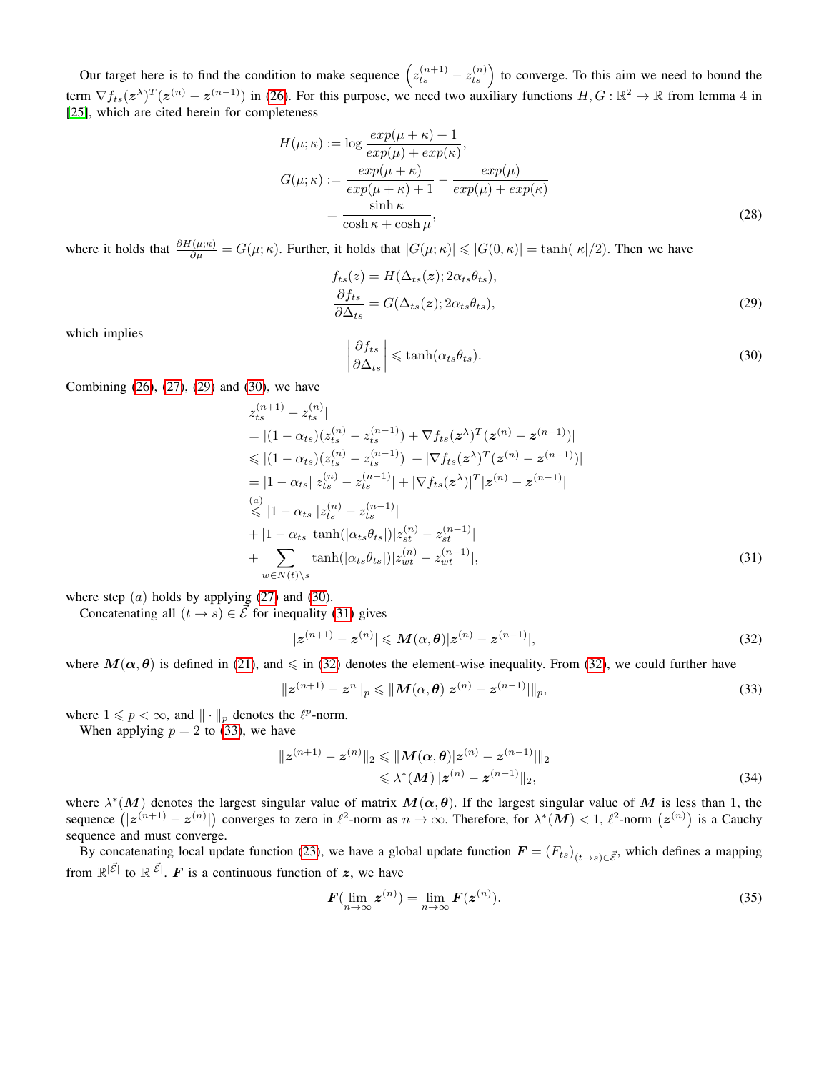Our target here is to find the condition to make sequence $\left(z_{ts}^{(n+1)} - z_{ts}^{(n)}\right)$ to converge. To this aim we need to bound the term $\nabla f_{ts}(\boldsymbol{z}^{\lambda})^T(\boldsymbol{z}^{(n)} - \boldsymbol{z}^{(n-1)})$ in (26). For this purpose, we need two auxiliary functions $H, G : \mathbb{R}^2 \to \mathbb{R}$ from lemma 4 in [25], which are cited herein for completeness

$$
\begin{aligned}
H(\mu;\kappa) &:= \log \frac{exp(\mu+\kappa)+1}{exp(\mu)+exp(\kappa)}, \\
G(\mu;\kappa) &:= \frac{exp(\mu+\kappa)}{exp(\mu+\kappa)+1} - \frac{exp(\mu)}{exp(\mu)+exp(\kappa)} \\
&= \frac{\sinh\kappa}{\cosh\kappa + \cosh\mu},
\end{aligned} \tag{28}
$$

where it holds that $\frac{\partial H(\mu;\kappa)}{\partial \mu} = G(\mu;\kappa)$. Further, it holds that $|G(\mu;\kappa)| \leqslant |G(0,\kappa)| = \tanh(|\kappa|/2)$. Then we have

$$
\begin{aligned}
f_{ts}(z) &= H(\Delta_{ts}(\boldsymbol{z}); 2\alpha_{ts}\theta_{ts}), \\
\frac{\partial f_{ts}}{\partial \Delta_{ts}} &= G(\Delta_{ts}(\boldsymbol{z}); 2\alpha_{ts}\theta_{ts}),
\end{aligned} \tag{29}
$$

which implies

$$
\left|\frac{\partial f_{ts}}{\partial \Delta_{ts}}\right| \leqslant \tanh(\alpha_{ts}\theta_{ts}). \tag{30}
$$

Combining (26), (27), (29) and (30), we have

$$
\begin{aligned}
&|z_{ts}^{(n+1)} - z_{ts}^{(n)}| \\
&= |(1-\alpha_{ts})(z_{ts}^{(n)} - z_{ts}^{(n-1)}) + \nabla f_{ts}(\boldsymbol{z}^{\lambda})^T(\boldsymbol{z}^{(n)} - \boldsymbol{z}^{(n-1)})| \\
&\leqslant |(1-\alpha_{ts})(z_{ts}^{(n)} - z_{ts}^{(n-1)})| + |\nabla f_{ts}(\boldsymbol{z}^{\lambda})^T(\boldsymbol{z}^{(n)} - \boldsymbol{z}^{(n-1)})| \\
&= |1-\alpha_{ts}||z_{ts}^{(n)} - z_{ts}^{(n-1)}| + |\nabla f_{ts}(\boldsymbol{z}^{\lambda})|^T|\boldsymbol{z}^{(n)} - \boldsymbol{z}^{(n-1)}| \\
&\overset{(a)}{\leqslant} |1-\alpha_{ts}||z_{ts}^{(n)} - z_{ts}^{(n-1)}| \\
&+ |1-\alpha_{ts}|\tanh(|\alpha_{ts}\theta_{ts}|)|z_{st}^{(n)} - z_{st}^{(n-1)}| \\
&+ \sum_{w\in N(t)\setminus s} \tanh(|\alpha_{ts}\theta_{ts}|)|z_{wt}^{(n)} - z_{wt}^{(n-1)}|,
\end{aligned} \tag{31}
$$

where step $(a)$ holds by applying (27) and (30).

Concatenating all $(t \to s) \in \vec{\mathcal{E}}$ for inequality (31) gives

$$
|\boldsymbol{z}^{(n+1)} - \boldsymbol{z}^{(n)}| \leqslant \boldsymbol{M}(\alpha, \boldsymbol{\theta})|\boldsymbol{z}^{(n)} - \boldsymbol{z}^{(n-1)}|, \tag{32}
$$

where $\boldsymbol{M}(\boldsymbol{\alpha}, \boldsymbol{\theta})$ is defined in (21), and $\leqslant$ in (32) denotes the element-wise inequality. From (32), we could further have

$$
\|\boldsymbol{z}^{(n+1)} - \boldsymbol{z}^{n}\|_p \leqslant \|\boldsymbol{M}(\alpha, \boldsymbol{\theta})|\boldsymbol{z}^{(n)} - \boldsymbol{z}^{(n-1)}|\|_p, \tag{33}
$$

where $1 \leqslant p < \infty$, and $\|\cdot\|_p$ denotes the $\ell^p$-norm.

When applying $p = 2$ to (33), we have

$$
\begin{aligned}
\|\boldsymbol{z}^{(n+1)} - \boldsymbol{z}^{(n)}\|_2 &\leqslant \|\boldsymbol{M}(\boldsymbol{\alpha}, \boldsymbol{\theta})|\boldsymbol{z}^{(n)} - \boldsymbol{z}^{(n-1)}|\|_2 \\
&\leqslant \lambda^*(\boldsymbol{M})\|\boldsymbol{z}^{(n)} - \boldsymbol{z}^{(n-1)}\|_2,
\end{aligned} \tag{34}
$$

where $\lambda^*(\boldsymbol{M})$ denotes the largest singular value of matrix $\boldsymbol{M}(\boldsymbol{\alpha}, \boldsymbol{\theta})$. If the largest singular value of $\boldsymbol{M}$ is less than 1, the sequence $\left(|\boldsymbol{z}^{(n+1)} - \boldsymbol{z}^{(n)}|\right)$ converges to zero in $\ell^2$-norm as $n \to \infty$. Therefore, for $\lambda^*(\boldsymbol{M}) < 1$, $\ell^2$-norm $\left(\boldsymbol{z}^{(n)}\right)$ is a Cauchy sequence and must converge.

By concatenating local update function (23), we have a global update function $\boldsymbol{F} = (F_{ts})_{(t\to s)\in\vec{\mathcal{E}}}$, which defines a mapping from $\mathbb{R}^{|\vec{\mathcal{E}}|}$ to $\mathbb{R}^{|\vec{\mathcal{E}}|}$. $\boldsymbol{F}$ is a continuous function of $\boldsymbol{z}$, we have

$$
\boldsymbol{F}(\lim_{n\to\infty} \boldsymbol{z}^{(n)}) = \lim_{n\to\infty} \boldsymbol{F}(\boldsymbol{z}^{(n)}). \tag{35}
$$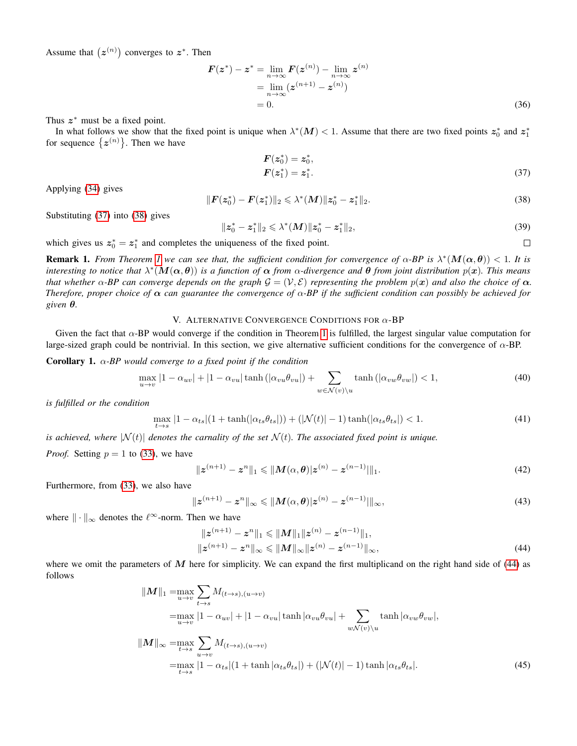Assume that $\left(\boldsymbol{z}^{(n)}\right)$ converges to $\boldsymbol{z}^*$. Then

$$
\begin{aligned}
\boldsymbol{F}(\boldsymbol{z}^*) - \boldsymbol{z}^* &= \lim_{n\to\infty} \boldsymbol{F}(\boldsymbol{z}^{(n)}) - \lim_{n\to\infty} \boldsymbol{z}^{(n)} \\
&= \lim_{n\to\infty} (\boldsymbol{z}^{(n+1)} - \boldsymbol{z}^{(n)}) \\
&= 0.
\end{aligned} \tag{36}
$$

Thus $\boldsymbol{z}^*$ must be a fixed point.

In what follows we show that the fixed point is unique when $\lambda^*(\boldsymbol{M}) < 1$. Assume that there are two fixed points $\boldsymbol{z}_0^*$ and $\boldsymbol{z}_1^*$ for sequence $\left\{\boldsymbol{z}^{(n)}\right\}$. Then we have

$$
\begin{aligned}
\boldsymbol{F}(\boldsymbol{z}_0^*) &= \boldsymbol{z}_0^*, \\
\boldsymbol{F}(\boldsymbol{z}_1^*) &= \boldsymbol{z}_1^*.
\end{aligned} \tag{37}
$$

Applying (34) gives

$$
\|\boldsymbol{F}(\boldsymbol{z}_0^*) - \boldsymbol{F}(\boldsymbol{z}_1^*)\|_2 \leqslant \lambda^*(\boldsymbol{M}) \|\boldsymbol{z}_0^* - \boldsymbol{z}_1^*\|_2. \tag{38}
$$

Substituting (37) into (38) gives

$$
\|\boldsymbol{z}_0^* - \boldsymbol{z}_1^*\|_2 \leqslant \lambda^*(\boldsymbol{M}) \|\boldsymbol{z}_0^* - \boldsymbol{z}_1^*\|_2, \tag{39}
$$

which gives us $\boldsymbol{z}_0^* = \boldsymbol{z}_1^*$ and completes the uniqueness of the fixed point. $\square$

**Remark 1.** *From Theorem 1 we can see that, the sufficient condition for convergence of $\alpha$-BP is $\lambda^*(\boldsymbol{M}(\boldsymbol{\alpha}, \boldsymbol{\theta})) < 1$. It is interesting to notice that $\lambda^*(\boldsymbol{M}(\boldsymbol{\alpha}, \boldsymbol{\theta}))$ is a function of $\boldsymbol{\alpha}$ from $\alpha$-divergence and $\boldsymbol{\theta}$ from joint distribution $p(\boldsymbol{x})$. This means that whether $\alpha$-BP can converge depends on the graph $\mathcal{G} = (\mathcal{V}, \mathcal{E})$ representing the problem $p(\boldsymbol{x})$ and also the choice of $\boldsymbol{\alpha}$. Therefore, proper choice of $\boldsymbol{\alpha}$ can guarantee the convergence of $\alpha$-BP if the sufficient condition can possibly be achieved for given $\boldsymbol{\theta}$.*

## V. Alternative Convergence Conditions for $\alpha$-BP

Given the fact that $\alpha$-BP would converge if the condition in Theorem 1 is fulfilled, the largest singular value computation for large-sized graph could be nontrivial. In this section, we give alternative sufficient conditions for the convergence of $\alpha$-BP.

**Corollary 1.** *$\alpha$-BP would converge to a fixed point if the condition*

$$
\max_{u\to v} |1 - \alpha_{uv}| + |1 - \alpha_{vu}| \tanh\left(|\alpha_{vu}\theta_{vu}|\right) + \sum_{w\in\mathcal{N}(v)\backslash u} \tanh\left(|\alpha_{vw}\theta_{vw}|\right) < 1, \tag{40}
$$

*is fulfilled or the condition*

$$
\max_{t\to s} |1 - \alpha_{ts}|(1 + \tanh(|\alpha_{ts}\theta_{ts}|)) + (|\mathcal{N}(t)| - 1)\tanh(|\alpha_{ts}\theta_{ts}|) < 1. \tag{41}
$$

*is achieved, where $|\mathcal{N}(t)|$ denotes the carnality of the set $\mathcal{N}(t)$. The associated fixed point is unique.*

*Proof.* Setting $p = 1$ to (33), we have

$$
\|\boldsymbol{z}^{(n+1)} - \boldsymbol{z}^n\|_1 \leqslant \|\boldsymbol{M}(\alpha, \boldsymbol{\theta})|\boldsymbol{z}^{(n)} - \boldsymbol{z}^{(n-1)}|\|_1. \tag{42}
$$

Furthermore, from (33), we also have

$$
\|\boldsymbol{z}^{(n+1)} - \boldsymbol{z}^n\|_\infty \leqslant \|\boldsymbol{M}(\alpha, \boldsymbol{\theta})|\boldsymbol{z}^{(n)} - \boldsymbol{z}^{(n-1)}|\|_\infty, \tag{43}
$$

where $\|\cdot\|_\infty$ denotes the $\ell^\infty$-norm. Then we have

$$
\begin{aligned}
\|\boldsymbol{z}^{(n+1)} - \boldsymbol{z}^n\|_1 &\leqslant \|\boldsymbol{M}\|_1 \|\boldsymbol{z}^{(n)} - \boldsymbol{z}^{(n-1)}\|_1, \\
\|\boldsymbol{z}^{(n+1)} - \boldsymbol{z}^n\|_\infty &\leqslant \|\boldsymbol{M}\|_\infty \|\boldsymbol{z}^{(n)} - \boldsymbol{z}^{(n-1)}\|_\infty,
\end{aligned} \tag{44}
$$

where we omit the parameters of $\boldsymbol{M}$ here for simplicity. We can expand the first multiplicand on the right hand side of (44) as follows

$$
\begin{aligned}
\|\boldsymbol{M}\|_1 =& \max_{u\to v} \sum_{t\to s} M_{(t\to s),(u\to v)} \\
=& \max_{u\to v} |1 - \alpha_{uv}| + |1 - \alpha_{vu}| \tanh|\alpha_{vu}\theta_{vu}| + \sum_{w\mathcal{N}(v)\backslash u} \tanh|\alpha_{vw}\theta_{vw}|, \\
\|\boldsymbol{M}\|_\infty =& \max_{t\to s} \sum_{u\to v} M_{(t\to s),(u\to v)} \\
=& \max_{t\to s} |1 - \alpha_{ts}|(1 + \tanh|\alpha_{ts}\theta_{ts}|) + (|\mathcal{N}(t)| - 1)\tanh|\alpha_{ts}\theta_{ts}|.
\end{aligned} \tag{45}
$$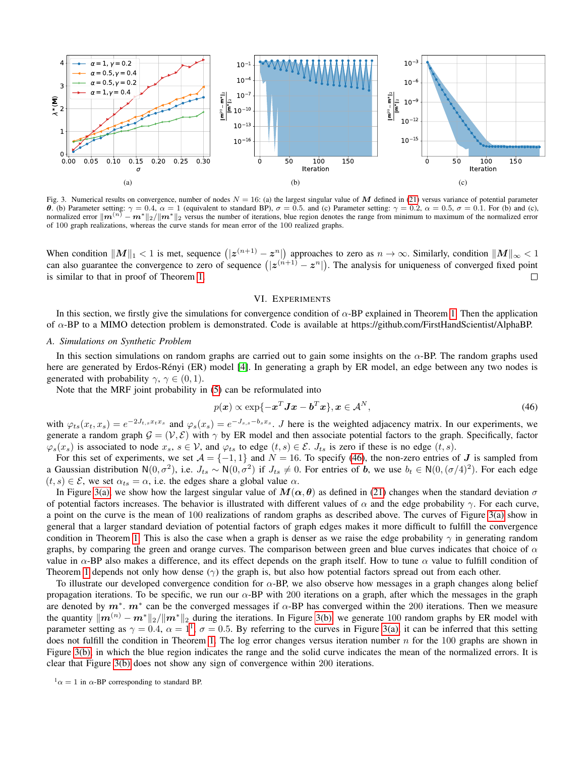Fig. 3. Numerical results on convergence, number of nodes $N = 16$: (a) the largest singular value of $\boldsymbol{M}$ defined in (21) versus variance of potential parameter $\boldsymbol{\theta}$. (b) Parameter setting: $\gamma = 0.4$, $\alpha = 1$ (equivalent to standard BP), $\sigma = 0.5$. and (c) Parameter setting: $\gamma = 0.2$, $\alpha = 0.5$, $\sigma = 0.1$. For (b) and (c), normalized error $\|\boldsymbol{m}^{(n)} - \boldsymbol{m}^*\|_2 / \|\boldsymbol{m}^*\|_2$ versus the number of iterations, blue region denotes the range from minimum to maximum of the normalized error of 100 graph realizations, whereas the curve stands for mean error of the 100 realized graphs.

When condition $\|\boldsymbol{M}\|_1 < 1$ is met, sequence $\left(|\boldsymbol{z}^{(n+1)} - \boldsymbol{z}^n|\right)$ approaches to zero as $n \to \infty$. Similarly, condition $\|\boldsymbol{M}\|_\infty < 1$ can also guarantee the convergence to zero of sequence $\left(|\boldsymbol{z}^{(n+1)} - \boldsymbol{z}^n|\right)$. The analysis for uniqueness of converged fixed point is similar to that in proof of Theorem 1. □

## VI. Experiments

In this section, we firstly give the simulations for convergence condition of $\alpha$-BP explained in Theorem 1. Then the application of $\alpha$-BP to a MIMO detection problem is demonstrated. Code is available at https://github.com/FirstHandScientist/AlphaBP.

### A. Simulations on Synthetic Problem

In this section simulations on random graphs are carried out to gain some insights on the $\alpha$-BP. The random graphs used here are generated by Erdos-Rényi (ER) model [4]. In generating a graph by ER model, an edge between any two nodes is generated with probability $\gamma$, $\gamma \in (0, 1)$.

Note that the MRF joint probability in (5) can be reformulated into

$$p(\boldsymbol{x}) \propto \exp\{-\boldsymbol{x}^T \boldsymbol{J} \boldsymbol{x} - \boldsymbol{b}^T \boldsymbol{x}\}, \boldsymbol{x} \in \mathcal{A}^N, \tag{46}$$

with $\varphi_{ts}(x_t, x_s) = e^{-2J_{t,s}x_t x_s}$ and $\varphi_s(x_s) = e^{-J_{s,s} - b_s x_s}$. $J$ here is the weighted adjacency matrix. In our experiments, we generate a random graph $\mathcal{G} = (\mathcal{V}, \mathcal{E})$ with $\gamma$ by ER model and then associate potential factors to the graph. Specifically, factor $\varphi_s(x_s)$ is associated to node $x_s$, $s \in \mathcal{V}$, and $\varphi_{ts}$ to edge $(t, s) \in \mathcal{E}$. $J_{ts}$ is zero if these is no edge $(t, s)$.

For this set of experiments, we set $\mathcal{A} = \{-1, 1\}$ and $N = 16$. To specify (46), the non-zero entries of $\boldsymbol{J}$ is sampled from a Gaussian distribution $\mathsf{N}(0, \sigma^2)$, i.e. $J_{ts} \sim \mathsf{N}(0, \sigma^2)$ if $J_{ts} \neq 0$. For entries of $\boldsymbol{b}$, we use $b_t \in \mathsf{N}(0, (\sigma/4)^2)$. For each edge $(t, s) \in \mathcal{E}$, we set $\alpha_{ts} = \alpha$, i.e. the edges share a global value $\alpha$.

In Figure 3(a) we show how the largest singular value of $\boldsymbol{M}(\boldsymbol{\alpha}, \boldsymbol{\theta})$ as defined in (21) changes when the standard deviation $\sigma$ of potential factors increases. The behavior is illustrated with different values of $\alpha$ and the edge probability $\gamma$. For each curve, a point on the curve is the mean of 100 realizations of random graphs as described above. The curves of Figure 3(a) show in general that a larger standard deviation of potential factors of graph edges makes it more difficult to fulfill the convergence condition in Theorem 1. This is also the case when a graph is denser as we raise the edge probability $\gamma$ in generating random graphs, by comparing the green and orange curves. The comparison between green and blue curves indicates that choice of $\alpha$ value in $\alpha$-BP also makes a difference, and its effect depends on the graph itself. How to tune $\alpha$ value to fulfill condition of Theorem 1 depends not only how dense ($\gamma$) the graph is, but also how potential factors spread out from each other.

To illustrate our developed convergence condition for $\alpha$-BP, we also observe how messages in a graph changes along belief propagation iterations. To be specific, we run our $\alpha$-BP with 200 iterations on a graph, after which the messages in the graph are denoted by $\boldsymbol{m}^*$. $\boldsymbol{m}^*$ can be the converged messages if $\alpha$-BP has converged within the 200 iterations. Then we measure the quantity $\|\boldsymbol{m}^{(n)} - \boldsymbol{m}^*\|_2 / \|\boldsymbol{m}^*\|_2$ during the iterations. In Figure 3(b) we generate 100 random graphs by ER model with parameter setting as $\gamma = 0.4$, $\alpha = 1$[1], $\sigma = 0.5$. By referring to the curves in Figure 3(a) it can be inferred that this setting does not fulfill the condition in Theorem 1. The log error changes versus iteration number $n$ for the 100 graphs are shown in Figure 3(b) in which the blue region indicates the range and the solid curve indicates the mean of the normalized errors. It is clear that Figure 3(b) does not show any sign of convergence within 200 iterations.

[1] $\alpha = 1$ in $\alpha$-BP corresponding to standard BP.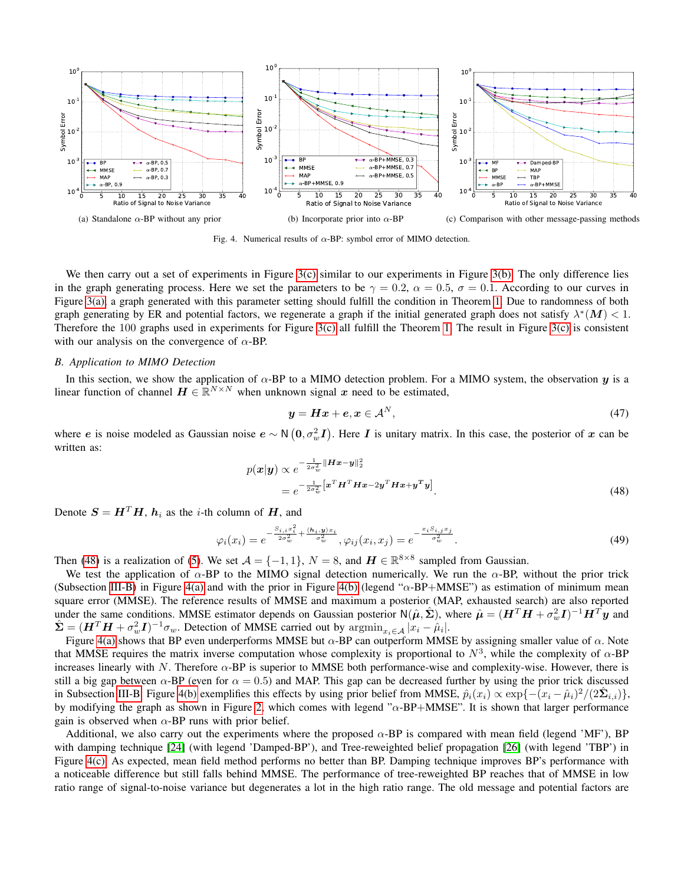(a) Standalone $\alpha$-BP without any prior

(b) Incorporate prior into $\alpha$-BP

(c) Comparison with other message-passing methods

Fig. 4. Numerical results of $\alpha$-BP: symbol error of MIMO detection.

We then carry out a set of experiments in Figure 3(c) similar to our experiments in Figure 3(b). The only difference lies in the graph generating process. Here we set the parameters to be $\gamma = 0.2$, $\alpha = 0.5$, $\sigma = 0.1$. According to our curves in Figure 3(a), a graph generated with this parameter setting should fulfill the condition in Theorem 1. Due to randomness of both graph generating by ER and potential factors, we regenerate a graph if the initial generated graph does not satisfy $\lambda^*(\boldsymbol{M}) < 1$. Therefore the 100 graphs used in experiments for Figure 3(c) all fulfill the Theorem 1. The result in Figure 3(c) is consistent with our analysis on the convergence of $\alpha$-BP.

### B. Application to MIMO Detection

In this section, we show the application of $\alpha$-BP to a MIMO detection problem. For a MIMO system, the observation $\boldsymbol{y}$ is a linear function of channel $\boldsymbol{H} \in \mathbb{R}^{N \times N}$ when unknown signal $\boldsymbol{x}$ need to be estimated,

$$\boldsymbol{y} = \boldsymbol{H}\boldsymbol{x} + \boldsymbol{e}, \boldsymbol{x} \in \mathcal{A}^N, \tag{47}$$

where $\boldsymbol{e}$ is noise modeled as Gaussian noise $\boldsymbol{e} \sim \mathsf{N}\left(\boldsymbol{0}, \sigma_w^2 \boldsymbol{I}\right)$. Here $\boldsymbol{I}$ is unitary matrix. In this case, the posterior of $\boldsymbol{x}$ can be written as:

$$\begin{aligned} p(\boldsymbol{x}|\boldsymbol{y}) &\propto e^{-\frac{1}{2\sigma_w^2}\|\boldsymbol{H}\boldsymbol{x}-\boldsymbol{y}\|_2^2} \\ &= e^{-\frac{1}{2\sigma_w^2}\left[\boldsymbol{x}^T\boldsymbol{H}^T\boldsymbol{H}\boldsymbol{x} - 2\boldsymbol{y}^T\boldsymbol{H}\boldsymbol{x} + \boldsymbol{y}^T\boldsymbol{y}\right]}. \end{aligned} \tag{48}$$

Denote $\boldsymbol{S} = \boldsymbol{H}^T\boldsymbol{H}$, $\boldsymbol{h}_i$ as the $i$-th column of $\boldsymbol{H}$, and

$$\varphi_i(x_i) = e^{-\frac{S_{i,i}x_i^2}{2\sigma_w^2} + \frac{\langle \boldsymbol{h}_i, \boldsymbol{y}\rangle x_i}{\sigma_w^2}}, \varphi_{ij}(x_i, x_j) = e^{-\frac{x_i S_{i,j} x_j}{\sigma_w^2}}. \tag{49}$$

Then (48) is a realization of (5). We set $\mathcal{A} = \{-1, 1\}$, $N = 8$, and $\boldsymbol{H} \in \mathbb{R}^{8\times 8}$ sampled from Gaussian.

We test the application of $\alpha$-BP to the MIMO signal detection numerically. We run the $\alpha$-BP, without the prior trick (Subsection III-B) in Figure 4(a) and with the prior in Figure 4(b) (legend "$\alpha$-BP+MMSE") as estimation of minimum mean square error (MMSE). The reference results of MMSE and maximum a posterior (MAP, exhausted search) are also reported under the same conditions. MMSE estimator depends on Gaussian posterior $\mathsf{N}(\hat{\boldsymbol{\mu}}, \hat{\boldsymbol{\Sigma}})$, where $\hat{\boldsymbol{\mu}} = (\boldsymbol{H}^T\boldsymbol{H} + \sigma_w^2\boldsymbol{I})^{-1}\boldsymbol{H}^T\boldsymbol{y}$ and $\hat{\boldsymbol{\Sigma}} = (\boldsymbol{H}^T\boldsymbol{H} + \sigma_w^2\boldsymbol{I})^{-1}\sigma_w$. Detection of MMSE carried out by $\operatorname{argmin}_{x_i \in \mathcal{A}} |x_i - \hat{\mu}_i|$.

Figure 4(a) shows that BP even underperforms MMSE but $\alpha$-BP can outperform MMSE by assigning smaller value of $\alpha$. Note that MMSE requires the matrix inverse computation whose complexity is proportional to $N^3$, while the complexity of $\alpha$-BP increases linearly with $N$. Therefore $\alpha$-BP is superior to MMSE both performance-wise and complexity-wise. However, there is still a big gap between $\alpha$-BP (even for $\alpha = 0.5$) and MAP. This gap can be decreased further by using the prior trick discussed in Subsection III-B. Figure 4(b) exemplifies this effects by using prior belief from MMSE, $\hat{p}_i(x_i) \propto \exp\{-(x_i - \hat{\mu}_i)^2/(2\hat{\boldsymbol{\Sigma}}_{i,i})\}$, by modifying the graph as shown in Figure 2, which comes with legend "$\alpha$-BP+MMSE". It is shown that larger performance gain is observed when $\alpha$-BP runs with prior belief.

Additional, we also carry out the experiments where the proposed $\alpha$-BP is compared with mean field (legend 'MF'), BP with damping technique [24] (with legend 'Damped-BP'), and Tree-reweighted belief propagation [26] (with legend 'TBP') in Figure 4(c). As expected, mean field method performs no better than BP. Damping technique improves BP's performance with a noticeable difference but still falls behind MMSE. The performance of tree-reweighted BP reaches that of MMSE in low ratio range of signal-to-noise variance but degenerates a lot in the high ratio range. The old message and potential factors are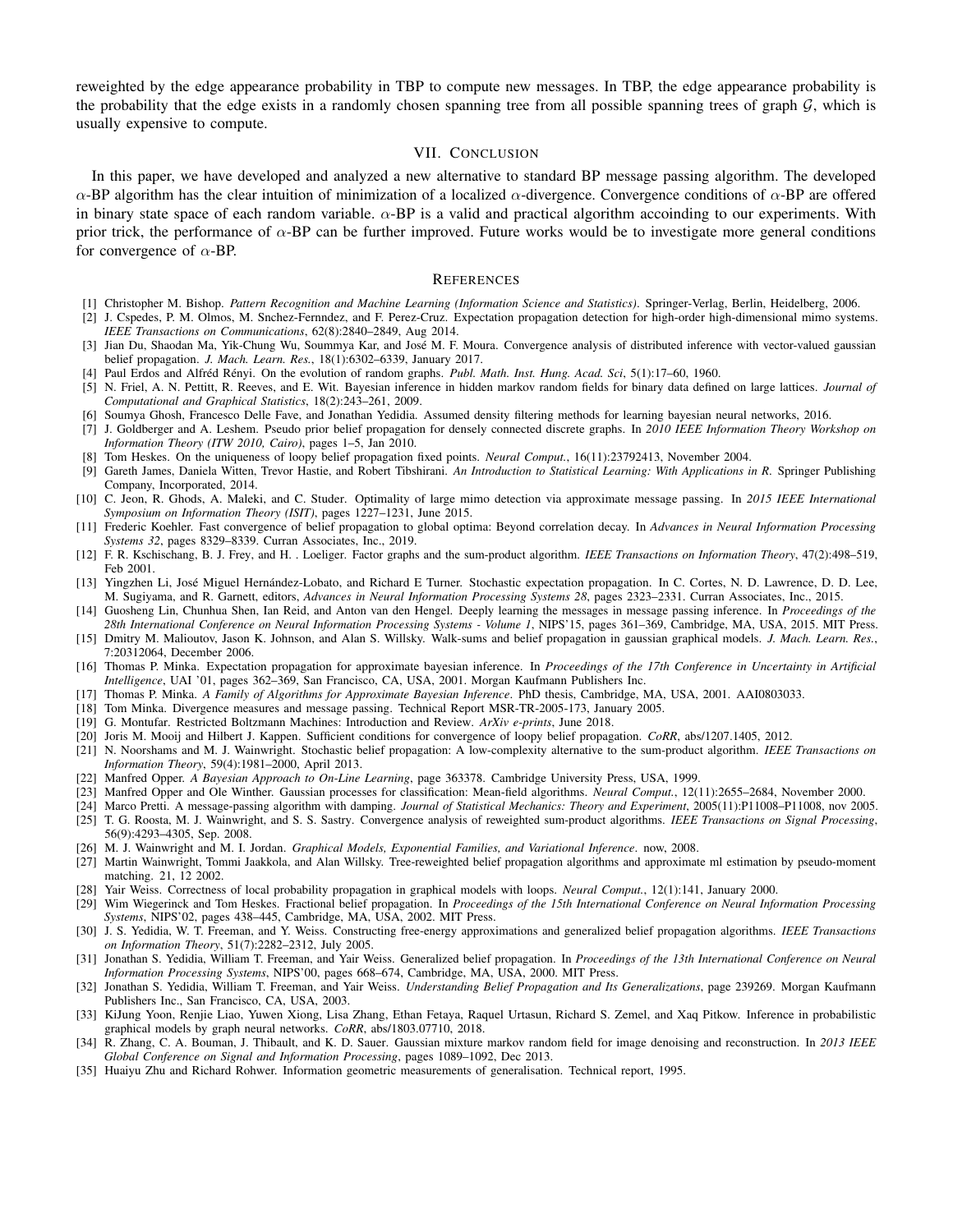reweighted by the edge appearance probability in TBP to compute new messages. In TBP, the edge appearance probability is the probability that the edge exists in a randomly chosen spanning tree from all possible spanning trees of graph $\mathcal{G}$, which is usually expensive to compute.

## VII. Conclusion

In this paper, we have developed and analyzed a new alternative to standard BP message passing algorithm. The developed $\alpha$-BP algorithm has the clear intuition of minimization of a localized $\alpha$-divergence. Convergence conditions of $\alpha$-BP are offered in binary state space of each random variable. $\alpha$-BP is a valid and practical algorithm accoinding to our experiments. With prior trick, the performance of $\alpha$-BP can be further improved. Future works would be to investigate more general conditions for convergence of $\alpha$-BP.

## References

[1] Christopher M. Bishop. *Pattern Recognition and Machine Learning (Information Science and Statistics)*. Springer-Verlag, Berlin, Heidelberg, 2006.

[2] J. Cspedes, P. M. Olmos, M. Snchez-Fernndez, and F. Perez-Cruz. Expectation propagation detection for high-order high-dimensional mimo systems. *IEEE Transactions on Communications*, 62(8):2840–2849, Aug 2014.

[3] Jian Du, Shaodan Ma, Yik-Chung Wu, Soummya Kar, and José M. F. Moura. Convergence analysis of distributed inference with vector-valued gaussian belief propagation. *J. Mach. Learn. Res.*, 18(1):6302–6339, January 2017.

[4] Paul Erdos and Alfréd Rényi. On the evolution of random graphs. *Publ. Math. Inst. Hung. Acad. Sci*, 5(1):17–60, 1960.

[5] N. Friel, A. N. Pettitt, R. Reeves, and E. Wit. Bayesian inference in hidden markov random fields for binary data defined on large lattices. *Journal of Computational and Graphical Statistics*, 18(2):243–261, 2009.

[6] Soumya Ghosh, Francesco Delle Fave, and Jonathan Yedidia. Assumed density filtering methods for learning bayesian neural networks, 2016.

[7] J. Goldberger and A. Leshem. Pseudo prior belief propagation for densely connected discrete graphs. In *2010 IEEE Information Theory Workshop on Information Theory (ITW 2010, Cairo)*, pages 1–5, Jan 2010.

[8] Tom Heskes. On the uniqueness of loopy belief propagation fixed points. *Neural Comput.*, 16(11):23792413, November 2004.

[9] Gareth James, Daniela Witten, Trevor Hastie, and Robert Tibshirani. *An Introduction to Statistical Learning: With Applications in R*. Springer Publishing Company, Incorporated, 2014.

[10] C. Jeon, R. Ghods, A. Maleki, and C. Studer. Optimality of large mimo detection via approximate message passing. In *2015 IEEE International Symposium on Information Theory (ISIT)*, pages 1227–1231, June 2015.

[11] Frederic Koehler. Fast convergence of belief propagation to global optima: Beyond correlation decay. In *Advances in Neural Information Processing Systems 32*, pages 8329–8339. Curran Associates, Inc., 2019.

[12] F. R. Kschischang, B. J. Frey, and H. . Loeliger. Factor graphs and the sum-product algorithm. *IEEE Transactions on Information Theory*, 47(2):498–519, Feb 2001.

[13] Yingzhen Li, José Miguel Hernández-Lobato, and Richard E Turner. Stochastic expectation propagation. In C. Cortes, N. D. Lawrence, D. D. Lee, M. Sugiyama, and R. Garnett, editors, *Advances in Neural Information Processing Systems 28*, pages 2323–2331. Curran Associates, Inc., 2015.

[14] Guosheng Lin, Chunhua Shen, Ian Reid, and Anton van den Hengel. Deeply learning the messages in message passing inference. In *Proceedings of the 28th International Conference on Neural Information Processing Systems - Volume 1*, NIPS'15, pages 361–369, Cambridge, MA, USA, 2015. MIT Press.

[15] Dmitry M. Malioutov, Jason K. Johnson, and Alan S. Willsky. Walk-sums and belief propagation in gaussian graphical models. *J. Mach. Learn. Res.*, 7:20312064, December 2006.

[16] Thomas P. Minka. Expectation propagation for approximate bayesian inference. In *Proceedings of the 17th Conference in Uncertainty in Artificial Intelligence*, UAI '01, pages 362–369, San Francisco, CA, USA, 2001. Morgan Kaufmann Publishers Inc.

[17] Thomas P. Minka. *A Family of Algorithms for Approximate Bayesian Inference*. PhD thesis, Cambridge, MA, USA, 2001. AAI0803033.

[18] Tom Minka. Divergence measures and message passing. Technical Report MSR-TR-2005-173, January 2005.

[19] G. Montufar. Restricted Boltzmann Machines: Introduction and Review. *ArXiv e-prints*, June 2018.

[20] Joris M. Mooij and Hilbert J. Kappen. Sufficient conditions for convergence of loopy belief propagation. *CoRR*, abs/1207.1405, 2012.

[21] N. Noorshams and M. J. Wainwright. Stochastic belief propagation: A low-complexity alternative to the sum-product algorithm. *IEEE Transactions on Information Theory*, 59(4):1981–2000, April 2013.

[22] Manfred Opper. *A Bayesian Approach to On-Line Learning*, page 363378. Cambridge University Press, USA, 1999.

[23] Manfred Opper and Ole Winther. Gaussian processes for classification: Mean-field algorithms. *Neural Comput.*, 12(11):2655–2684, November 2000.

[24] Marco Pretti. A message-passing algorithm with damping. *Journal of Statistical Mechanics: Theory and Experiment*, 2005(11):P11008–P11008, nov 2005.

[25] T. G. Roosta, M. J. Wainwright, and S. S. Sastry. Convergence analysis of reweighted sum-product algorithms. *IEEE Transactions on Signal Processing*, 56(9):4293–4305, Sep. 2008.

[26] M. J. Wainwright and M. I. Jordan. *Graphical Models, Exponential Families, and Variational Inference*. now, 2008.

[27] Martin Wainwright, Tommi Jaakkola, and Alan Willsky. Tree-reweighted belief propagation algorithms and approximate ml estimation by pseudo-moment matching. 21, 12 2002.

[28] Yair Weiss. Correctness of local probability propagation in graphical models with loops. *Neural Comput.*, 12(1):141, January 2000.

[29] Wim Wiegerinck and Tom Heskes. Fractional belief propagation. In *Proceedings of the 15th International Conference on Neural Information Processing Systems*, NIPS'02, pages 438–445, Cambridge, MA, USA, 2002. MIT Press.

[30] J. S. Yedidia, W. T. Freeman, and Y. Weiss. Constructing free-energy approximations and generalized belief propagation algorithms. *IEEE Transactions on Information Theory*, 51(7):2282–2312, July 2005.

[31] Jonathan S. Yedidia, William T. Freeman, and Yair Weiss. Generalized belief propagation. In *Proceedings of the 13th International Conference on Neural Information Processing Systems*, NIPS'00, pages 668–674, Cambridge, MA, USA, 2000. MIT Press.

[32] Jonathan S. Yedidia, William T. Freeman, and Yair Weiss. *Understanding Belief Propagation and Its Generalizations*, page 239269. Morgan Kaufmann Publishers Inc., San Francisco, CA, USA, 2003.

[33] KiJung Yoon, Renjie Liao, Yuwen Xiong, Lisa Zhang, Ethan Fetaya, Raquel Urtasun, Richard S. Zemel, and Xaq Pitkow. Inference in probabilistic graphical models by graph neural networks. *CoRR*, abs/1803.07710, 2018.

[34] R. Zhang, C. A. Bouman, J. Thibault, and K. D. Sauer. Gaussian mixture markov random field for image denoising and reconstruction. In *2013 IEEE Global Conference on Signal and Information Processing*, pages 1089–1092, Dec 2013.

[35] Huaiyu Zhu and Richard Rohwer. Information geometric measurements of generalisation. Technical report, 1995.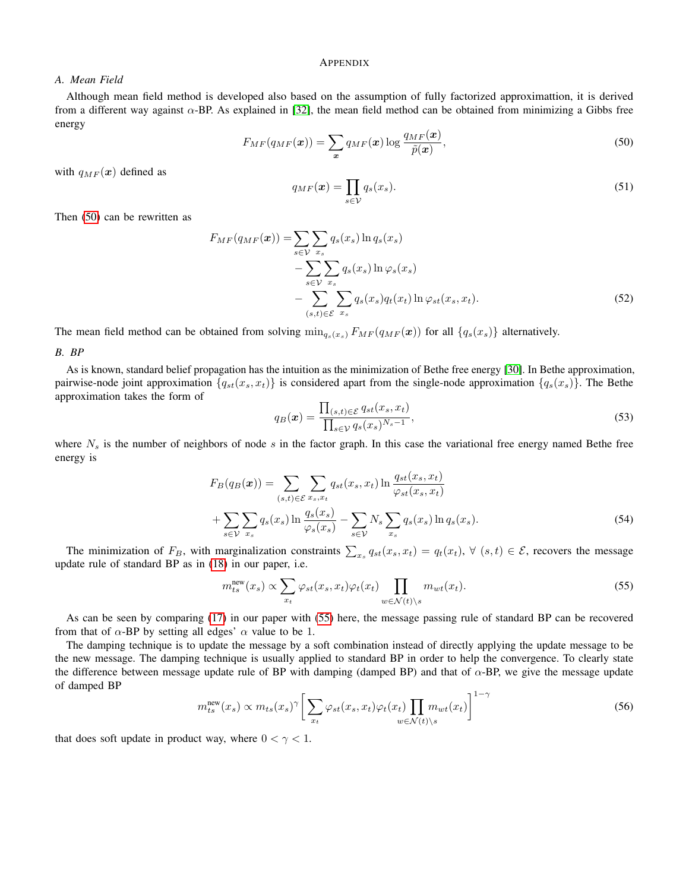# Appendix

## A. Mean Field

Although mean field method is developed also based on the assumption of fully factorized approximattion, it is derived from a different way against $\alpha$-BP. As explained in [32], the mean field method can be obtained from minimizing a Gibbs free energy

$$F_{MF}(q_{MF}(\boldsymbol{x})) = \sum_{\boldsymbol{x}} q_{MF}(\boldsymbol{x}) \log \frac{q_{MF}(\boldsymbol{x})}{\tilde{p}(\boldsymbol{x})}, \tag{50}$$

with $q_{MF}(\boldsymbol{x})$ defined as

$$q_{MF}(\boldsymbol{x}) = \prod_{s \in \mathcal{V}} q_s(x_s). \tag{51}$$

Then (50) can be rewritten as

$$\begin{aligned} F_{MF}(q_{MF}(\boldsymbol{x})) =& \sum_{s \in \mathcal{V}} \sum_{x_s} q_s(x_s) \ln q_s(x_s) \\ & - \sum_{s \in \mathcal{V}} \sum_{x_s} q_s(x_s) \ln \varphi_s(x_s) \\ & - \sum_{(s,t) \in \mathcal{E}} \sum_{x_s} q_s(x_s) q_t(x_t) \ln \varphi_{st}(x_s, x_t). \end{aligned} \tag{52}$$

The mean field method can be obtained from solving $\min_{q_s(x_s)} F_{MF}(q_{MF}(\boldsymbol{x}))$ for all $\{q_s(x_s)\}$ alternatively.

## B. BP

As is known, standard belief propagation has the intuition as the minimization of Bethe free energy [30]. In Bethe approximation, pairwise-node joint approximation $\{q_{st}(x_s, x_t)\}$ is considered apart from the single-node approximation $\{q_s(x_s)\}$. The Bethe approximation takes the form of

$$q_B(\boldsymbol{x}) = \frac{\prod_{(s,t) \in \mathcal{E}} q_{st}(x_s, x_t)}{\prod_{s \in \mathcal{V}} q_s(x_s)^{N_s - 1}}, \tag{53}$$

where $N_s$ is the number of neighbors of node $s$ in the factor graph. In this case the variational free energy named Bethe free energy is

$$\begin{aligned} F_B(q_B(\boldsymbol{x})) =& \sum_{(s,t) \in \mathcal{E}} \sum_{x_s, x_t} q_{st}(x_s, x_t) \ln \frac{q_{st}(x_s, x_t)}{\varphi_{st}(x_s, x_t)} \\ & + \sum_{s \in \mathcal{V}} \sum_{x_s} q_s(x_s) \ln \frac{q_s(x_s)}{\varphi_s(x_s)} - \sum_{s \in \mathcal{V}} N_s \sum_{x_s} q_s(x_s) \ln q_s(x_s). \end{aligned} \tag{54}$$

The minimization of $F_B$, with marginalization constraints $\sum_{x_s} q_{st}(x_s, x_t) = q_t(x_t), \ \forall \ (s,t) \in \mathcal{E}$, recovers the message update rule of standard BP as in (18) in our paper, i.e.

$$m_{ts}^{\text{new}}(x_s) \propto \sum_{x_t} \varphi_{st}(x_s, x_t) \varphi_t(x_t) \prod_{w \in \mathcal{N}(t) \setminus s} m_{wt}(x_t). \tag{55}$$

As can be seen by comparing (17) in our paper with (55) here, the message passing rule of standard BP can be recovered from that of $\alpha$-BP by setting all edges' $\alpha$ value to be 1.

The damping technique is to update the message by a soft combination instead of directly applying the update message to be the new message. The damping technique is usually applied to standard BP in order to help the convergence. To clearly state the difference between message update rule of BP with damping (damped BP) and that of $\alpha$-BP, we give the message update of damped BP

$$m_{ts}^{\text{new}}(x_s) \propto m_{ts}(x_s)^{\gamma} \left[ \sum_{x_t} \varphi_{st}(x_s, x_t) \varphi_t(x_t) \prod_{w \in \mathcal{N}(t) \setminus s} m_{wt}(x_t) \right]^{1-\gamma} \tag{56}$$

that does soft update in product way, where $0 < \gamma < 1$.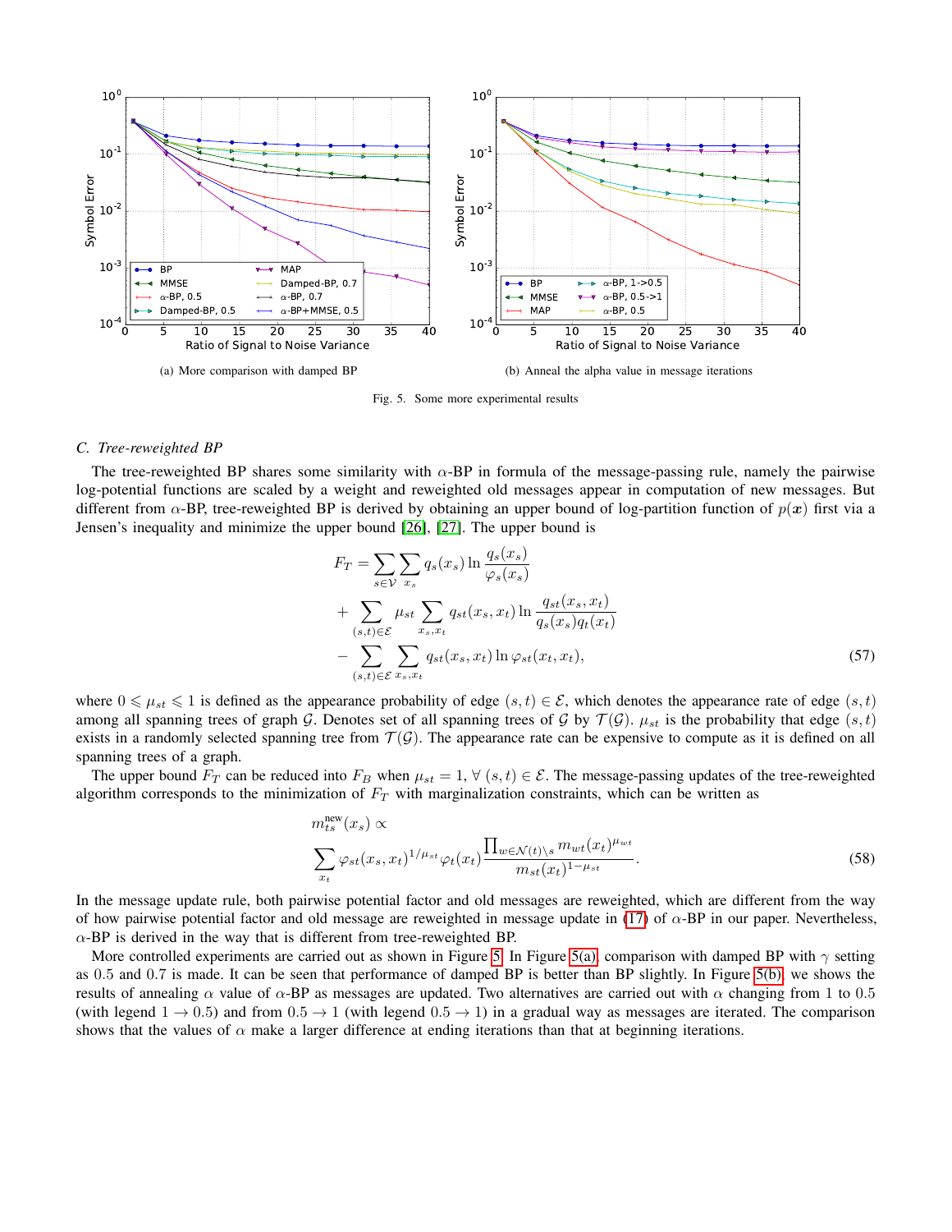Symbol Error

$10^0$

$10^{-1}$

$10^{-2}$

$10^{-3}$

$10^{-4}$

0 5 10 15 20 25 30 35 40

Ratio of Signal to Noise Variance

BP

MMSE

α-BP, 0.5

Damped-BP, 0.5

MAP

Damped-BP, 0.7

α-BP, 0.7

α-BP+MMSE, 0.5

(a) More comparison with damped BP

Symbol Error

$10^0$

$10^{-1}$

$10^{-2}$

$10^{-3}$

$10^{-4}$

0 5 10 15 20 25 30 35 40

Ratio of Signal to Noise Variance

BP

MMSE

MAP

α-BP, 1->0.5

α-BP, 0.5->1

α-BP, 0.5

(b) Anneal the alpha value in message iterations

Fig. 5. Some more experimental results

### C. Tree-reweighted BP

The tree-reweighted BP shares some similarity with $\alpha$-BP in formula of the message-passing rule, namely the pairwise log-potential functions are scaled by a weight and reweighted old messages appear in computation of new messages. But different from $\alpha$-BP, tree-reweighted BP is derived by obtaining an upper bound of log-partition function of $p(\boldsymbol{x})$ first via a Jensen's inequality and minimize the upper bound [26], [27]. The upper bound is

$$
\begin{aligned}
F_T =& \sum_{s\in\mathcal{V}}\sum_{x_s} q_s(x_s)\ln\frac{q_s(x_s)}{\varphi_s(x_s)} \\
&+ \sum_{(s,t)\in\mathcal{E}} \mu_{st} \sum_{x_s,x_t} q_{st}(x_s,x_t)\ln\frac{q_{st}(x_s,x_t)}{q_s(x_s)q_t(x_t)} \\
&- \sum_{(s,t)\in\mathcal{E}}\sum_{x_s,x_t} q_{st}(x_s,x_t)\ln\varphi_{st}(x_t,x_t),
\end{aligned} \tag{57}
$$

where $0 \leqslant \mu_{st} \leqslant 1$ is defined as the appearance probability of edge $(s,t) \in \mathcal{E}$, which denotes the appearance rate of edge $(s,t)$ among all spanning trees of graph $\mathcal{G}$. Denotes set of all spanning trees of $\mathcal{G}$ by $\mathcal{T}(\mathcal{G})$. $\mu_{st}$ is the probability that edge $(s,t)$ exists in a randomly selected spanning tree from $\mathcal{T}(\mathcal{G})$. The appearance rate can be expensive to compute as it is defined on all spanning trees of a graph.

The upper bound $F_T$ can be reduced into $F_B$ when $\mu_{st} = 1, \forall\, (s,t) \in \mathcal{E}$. The message-passing updates of the tree-reweighted algorithm corresponds to the minimization of $F_T$ with marginalization constraints, which can be written as

$$
\begin{aligned}
&m_{ts}^{\text{new}}(x_s) \propto \\
&\sum_{x_t} \varphi_{st}(x_s,x_t)^{1/\mu_{st}} \varphi_t(x_t) \frac{\prod_{w\in\mathcal{N}(t)\setminus s} m_{wt}(x_t)^{\mu_{wt}}}{m_{st}(x_t)^{1-\mu_{st}}}.
\end{aligned} \tag{58}
$$

In the message update rule, both pairwise potential factor and old messages are reweighted, which are different from the way of how pairwise potential factor and old message are reweighted in message update in (17) of $\alpha$-BP in our paper. Nevertheless, $\alpha$-BP is derived in the way that is different from tree-reweighted BP.

More controlled experiments are carried out as shown in Figure 5. In Figure 5(a), comparison with damped BP with $\gamma$ setting as 0.5 and 0.7 is made. It can be seen that performance of damped BP is better than BP slightly. In Figure 5(b), we shows the results of annealing $\alpha$ value of $\alpha$-BP as messages are updated. Two alternatives are carried out with $\alpha$ changing from 1 to 0.5 (with legend $1 \rightarrow 0.5$) and from $0.5 \rightarrow 1$ (with legend $0.5 \rightarrow 1$) in a gradual way as messages are iterated. The comparison shows that the values of $\alpha$ make a larger difference at ending iterations than that at beginning iterations.